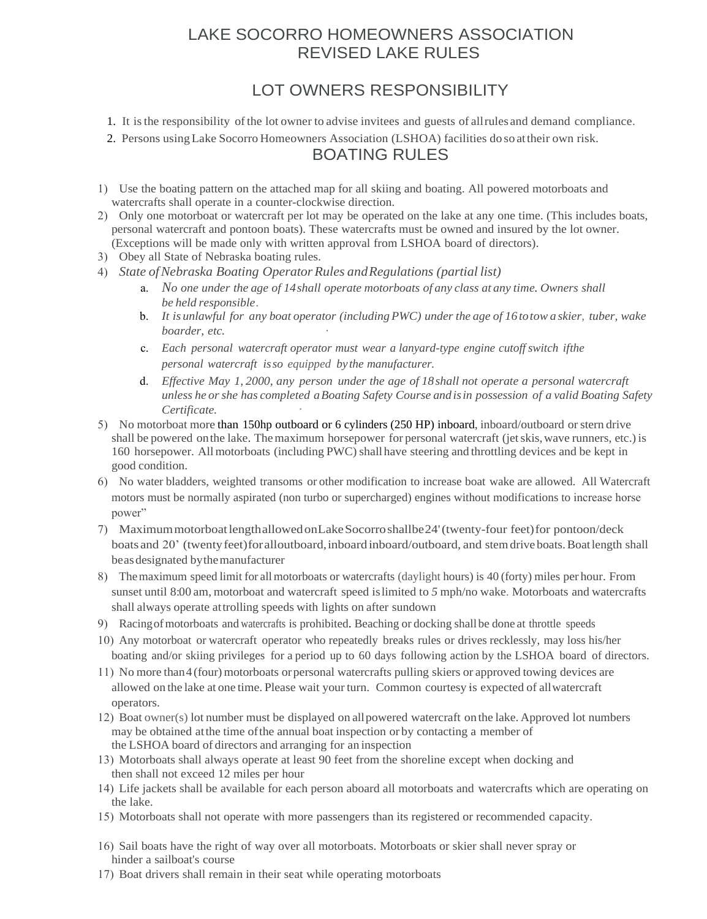# LAKE SOCORRO HOMEOWNERS ASSOCIATION
# REVISED LAKE RULES

## LOT OWNERS RESPONSIBILITY

1. It is the responsibility of the lot owner to advise invitees and guests of all rules and demand compliance.
2. Persons using Lake Socorro Homeowners Association (LSHOA) facilities do so at their own risk.

## BOATING RULES

1) Use the boating pattern on the attached map for all skiing and boating. All powered motorboats and watercrafts shall operate in a counter-clockwise direction.
2) Only one motorboat or watercraft per lot may be operated on the lake at any one time. (This includes boats, personal watercraft and pontoon boats). These watercrafts must be owned and insured by the lot owner. (Exceptions will be made only with written approval from LSHOA board of directors).
3) Obey all State of Nebraska boating rules.
4) *State of Nebraska Boating Operator Rules and Regulations (partial list)*
   a. *No one under the age of 14 shall operate motorboats of any class at any time. Owners shall be held responsible.*
   b. *It is unlawful for any boat operator (including PWC) under the age of 16 to tow a skier, tuber, wake boarder, etc.*
   c. *Each personal watercraft operator must wear a lanyard-type engine cutoff switch if the personal watercraft is so equipped by the manufacturer.*
   d. *Effective May 1, 2000, any person under the age of 18 shall not operate a personal watercraft unless he or she has completed a Boating Safety Course and is in possession of a valid Boating Safety Certificate.*
5) No motorboat more than 150hp outboard or 6 cylinders (250 HP) inboard, inboard/outboard or stern drive shall be powered on the lake. The maximum horsepower for personal watercraft (jet skis, wave runners, etc.) is 160 horsepower. All motorboats (including PWC) shall have steering and throttling devices and be kept in good condition.
6) No water bladders, weighted transoms or other modification to increase boat wake are allowed. All Watercraft motors must be normally aspirated (non turbo or supercharged) engines without modifications to increase horse power"
7) Maximum motorboat length allowed on Lake Socorro shall be 24' (twenty-four feet) for pontoon/deck boats and 20' (twenty feet) for all outboard, inboard inboard/outboard, and stem drive boats. Boat length shall be as designated by the manufacturer
8) The maximum speed limit for all motorboats or watercrafts (daylight hours) is 40 (forty) miles per hour. From sunset until 8:00 am, motorboat and watercraft speed is limited to *5* mph/no wake. Motorboats and watercrafts shall always operate at trolling speeds with lights on after sundown
9) Racing of motorboats and watercrafts is prohibited. Beaching or docking shall be done at throttle speeds
10) Any motorboat or watercraft operator who repeatedly breaks rules or drives recklessly, may loss his/her boating and/or skiing privileges for a period up to 60 days following action by the LSHOA board of directors.
11) No more than 4 (four) motorboats or personal watercrafts pulling skiers or approved towing devices are allowed on the lake at one time. Please wait your turn. Common courtesy is expected of all watercraft operators.
12) Boat owner(s) lot number must be displayed on all powered watercraft on the lake. Approved lot numbers may be obtained at the time of the annual boat inspection or by contacting a member of the LSHOA board of directors and arranging for an inspection
13) Motorboats shall always operate at least 90 feet from the shoreline except when docking and then shall not exceed 12 miles per hour
14) Life jackets shall be available for each person aboard all motorboats and watercrafts which are operating on the lake.
15) Motorboats shall not operate with more passengers than its registered or recommended capacity.
16) Sail boats have the right of way over all motorboats. Motorboats or skier shall never spray or hinder a sailboat's course
17) Boat drivers shall remain in their seat while operating motorboats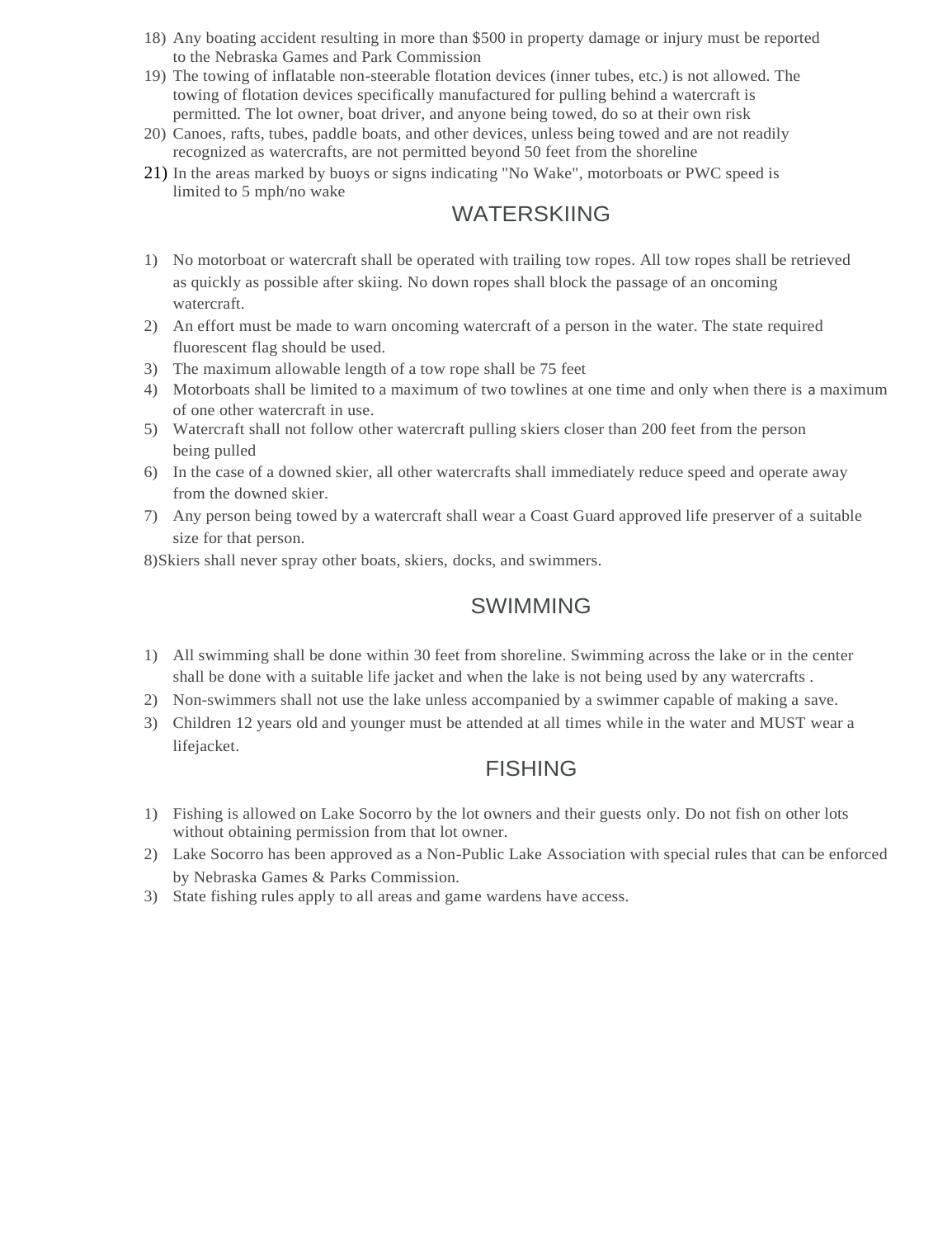18) Any boating accident resulting in more than $500 in property damage or injury must be reported to the Nebraska Games and Park Commission
19) The towing of inflatable non-steerable flotation devices (inner tubes, etc.) is not allowed. The towing of flotation devices specifically manufactured for pulling behind a watercraft is permitted. The lot owner, boat driver, and anyone being towed, do so at their own risk
20) Canoes, rafts, tubes, paddle boats, and other devices, unless being towed and are not readily recognized as watercrafts, are not permitted beyond 50 feet from the shoreline
21) In the areas marked by buoys or signs indicating "No Wake", motorboats or PWC speed is limited to 5 mph/no wake

## WATERSKIING

1) No motorboat or watercraft shall be operated with trailing tow ropes. All tow ropes shall be retrieved as quickly as possible after skiing. No down ropes shall block the passage of an oncoming watercraft.
2) An effort must be made to warn oncoming watercraft of a person in the water. The state required fluorescent flag should be used.
3) The maximum allowable length of a tow rope shall be 75 feet
4) Motorboats shall be limited to a maximum of two towlines at one time and only when there is a maximum of one other watercraft in use.
5) Watercraft shall not follow other watercraft pulling skiers closer than 200 feet from the person being pulled
6) In the case of a downed skier, all other watercrafts shall immediately reduce speed and operate away from the downed skier.
7) Any person being towed by a watercraft shall wear a Coast Guard approved life preserver of a suitable size for that person.
8) Skiers shall never spray other boats, skiers, docks, and swimmers.

## SWIMMING

1) All swimming shall be done within 30 feet from shoreline. Swimming across the lake or in the center shall be done with a suitable life jacket and when the lake is not being used by any watercrafts .
2) Non-swimmers shall not use the lake unless accompanied by a swimmer capable of making a save.
3) Children 12 years old and younger must be attended at all times while in the water and MUST wear a lifejacket.

## FISHING

1) Fishing is allowed on Lake Socorro by the lot owners and their guests only. Do not fish on other lots without obtaining permission from that lot owner.
2) Lake Socorro has been approved as a Non-Public Lake Association with special rules that can be enforced by Nebraska Games & Parks Commission.
3) State fishing rules apply to all areas and game wardens have access.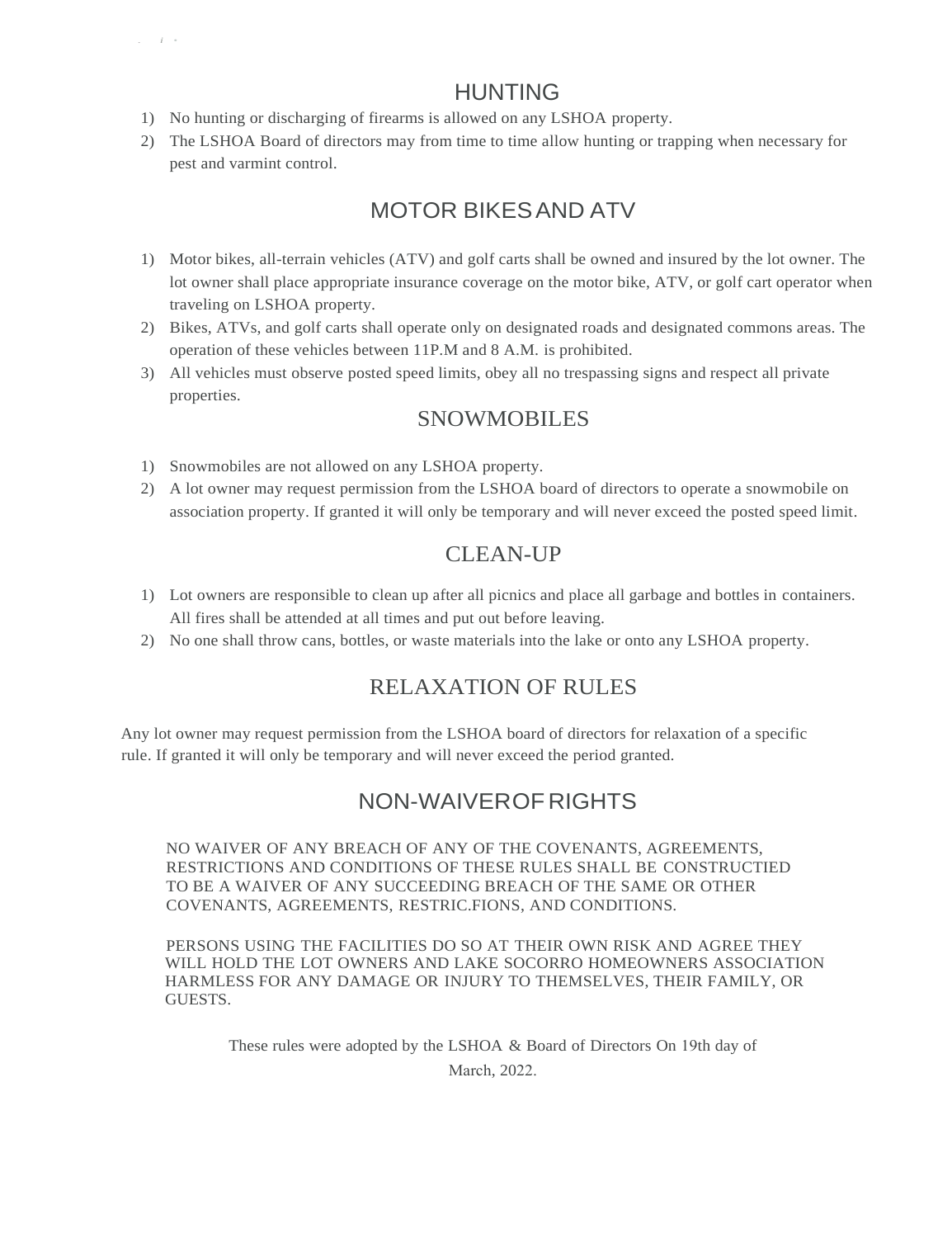## HUNTING

1) No hunting or discharging of firearms is allowed on any LSHOA property.
2) The LSHOA Board of directors may from time to time allow hunting or trapping when necessary for pest and varmint control.

## MOTOR BIKES AND ATV

1) Motor bikes, all-terrain vehicles (ATV) and golf carts shall be owned and insured by the lot owner. The lot owner shall place appropriate insurance coverage on the motor bike, ATV, or golf cart operator when traveling on LSHOA property.
2) Bikes, ATVs, and golf carts shall operate only on designated roads and designated commons areas. The operation of these vehicles between 11P.M and 8 A.M. is prohibited.
3) All vehicles must observe posted speed limits, obey all no trespassing signs and respect all private properties.

## SNOWMOBILES

1) Snowmobiles are not allowed on any LSHOA property.
2) A lot owner may request permission from the LSHOA board of directors to operate a snowmobile on association property. If granted it will only be temporary and will never exceed the posted speed limit.

## CLEAN-UP

1) Lot owners are responsible to clean up after all picnics and place all garbage and bottles in containers. All fires shall be attended at all times and put out before leaving.
2) No one shall throw cans, bottles, or waste materials into the lake or onto any LSHOA property.

## RELAXATION OF RULES

Any lot owner may request permission from the LSHOA board of directors for relaxation of a specific rule. If granted it will only be temporary and will never exceed the period granted.

## NON-WAIVER OF RIGHTS

NO WAIVER OF ANY BREACH OF ANY OF THE COVENANTS, AGREEMENTS, RESTRICTIONS AND CONDITIONS OF THESE RULES SHALL BE CONSTRUCTIED TO BE A WAIVER OF ANY SUCCEEDING BREACH OF THE SAME OR OTHER COVENANTS, AGREEMENTS, RESTRIC.FIONS, AND CONDITIONS.

PERSONS USING THE FACILITIES DO SO AT THEIR OWN RISK AND AGREE THEY WILL HOLD THE LOT OWNERS AND LAKE SOCORRO HOMEOWNERS ASSOCIATION HARMLESS FOR ANY DAMAGE OR INJURY TO THEMSELVES, THEIR FAMILY, OR GUESTS.

These rules were adopted by the LSHOA & Board of Directors On 19th day of March, 2022.